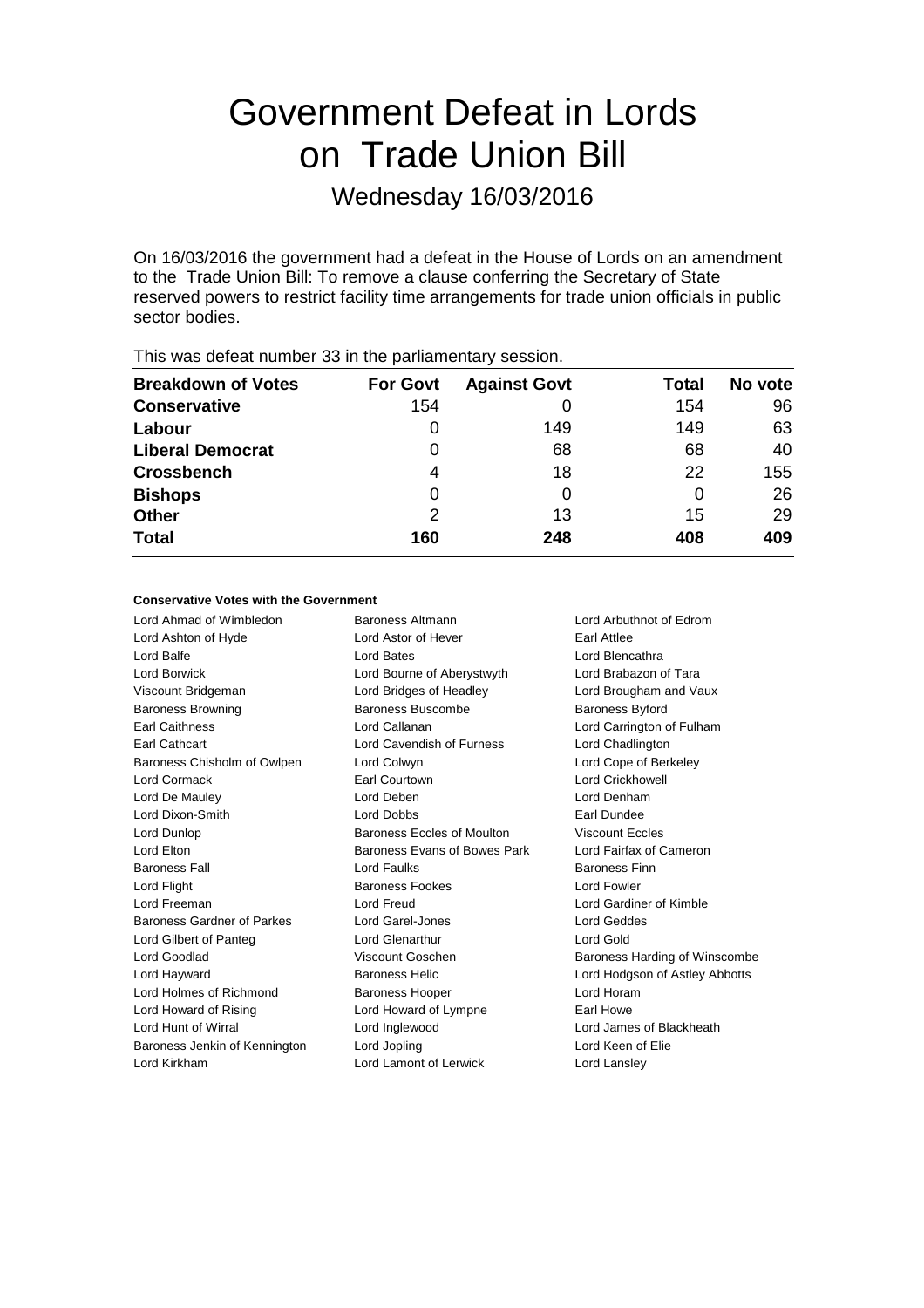# Government Defeat in Lords on Trade Union Bill

## Wednesday 16/03/2016

On 16/03/2016 the government had a defeat in the House of Lords on an amendment to the Trade Union Bill: To remove a clause conferring the Secretary of State reserved powers to restrict facility time arrangements for trade union officials in public sector bodies.

This was defeat number 33 in the parliamentary session.

| Breakdown of Votes | For Govt | Against Govt | Total | No vote |
|---|---|---|---|---|
| **Conservative** | 154 | 0 | 154 | 96 |
| **Labour** | 0 | 149 | 149 | 63 |
| **Liberal Democrat** | 0 | 68 | 68 | 40 |
| **Crossbench** | 4 | 18 | 22 | 155 |
| **Bishops** | 0 | 0 | 0 | 26 |
| **Other** | 2 | 13 | 15 | 29 |
| **Total** | **160** | **248** | **408** | **409** |

### Conservative Votes with the Government

Lord Ahmad of Wimbledon
Baroness Altmann
Lord Arbuthnot of Edrom
Lord Ashton of Hyde
Lord Astor of Hever
Earl Attlee
Lord Balfe
Lord Bates
Lord Blencathra
Lord Borwick
Lord Bourne of Aberystwyth
Lord Brabazon of Tara
Viscount Bridgeman
Lord Bridges of Headley
Lord Brougham and Vaux
Baroness Browning
Baroness Buscombe
Baroness Byford
Earl Caithness
Lord Callanan
Lord Carrington of Fulham
Earl Cathcart
Lord Cavendish of Furness
Lord Chadlington
Baroness Chisholm of Owlpen
Lord Colwyn
Lord Cope of Berkeley
Lord Cormack
Earl Courtown
Lord Crickhowell
Lord De Mauley
Lord Deben
Lord Denham
Lord Dixon-Smith
Lord Dobbs
Earl Dundee
Lord Dunlop
Baroness Eccles of Moulton
Viscount Eccles
Lord Elton
Baroness Evans of Bowes Park
Lord Fairfax of Cameron
Baroness Fall
Lord Faulks
Baroness Finn
Lord Flight
Baroness Fookes
Lord Fowler
Lord Freeman
Lord Freud
Lord Gardiner of Kimble
Baroness Gardner of Parkes
Lord Garel-Jones
Lord Geddes
Lord Gilbert of Panteg
Lord Glenarthur
Lord Gold
Lord Goodlad
Viscount Goschen
Baroness Harding of Winscombe
Lord Hayward
Baroness Helic
Lord Hodgson of Astley Abbotts
Lord Holmes of Richmond
Baroness Hooper
Lord Horam
Lord Howard of Rising
Lord Howard of Lympne
Earl Howe
Lord Hunt of Wirral
Lord Inglewood
Lord James of Blackheath
Baroness Jenkin of Kennington
Lord Jopling
Lord Keen of Elie
Lord Kirkham
Lord Lamont of Lerwick
Lord Lansley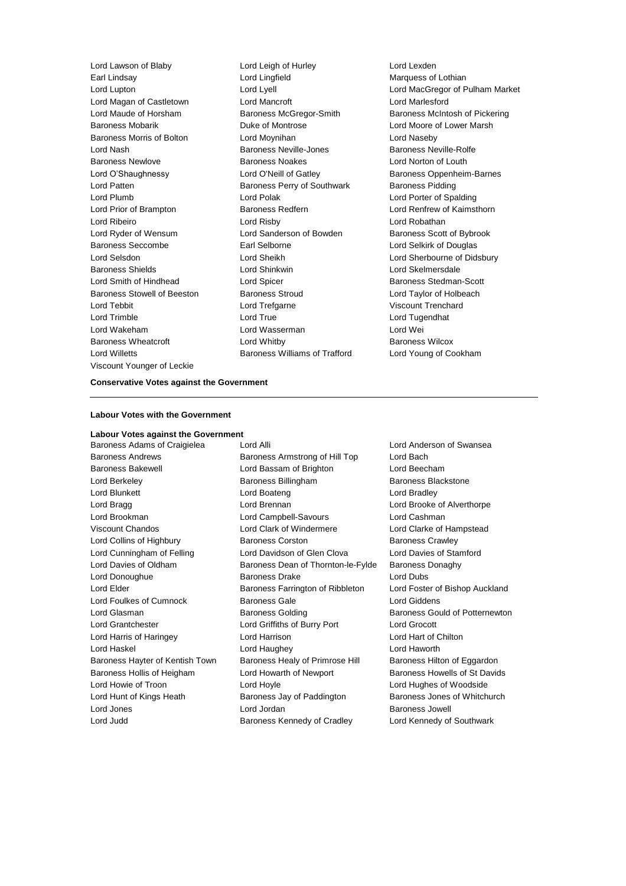Lord Lawson of Blaby Lord Leigh of Hurley Lord Lexden
Earl Lindsay Lord Lingfield Marquess of Lothian
Lord Lupton Lord Lyell Lord MacGregor of Pulham Market
Lord Magan of Castletown Lord Mancroft Lord Marlesford
Lord Maude of Horsham Baroness McGregor-Smith Baroness McIntosh of Pickering
Baroness Mobarik Duke of Montrose Lord Moore of Lower Marsh
Baroness Morris of Bolton Lord Moynihan Lord Naseby
Lord Nash Baroness Neville-Jones Baroness Neville-Rolfe
Baroness Newlove Baroness Noakes Lord Norton of Louth
Lord O'Shaughnessy Lord O'Neill of Gatley Baroness Oppenheim-Barnes
Lord Patten Baroness Perry of Southwark Baroness Pidding
Lord Plumb Lord Polak Lord Porter of Spalding
Lord Prior of Brampton Baroness Redfern Lord Renfrew of Kaimsthorn
Lord Ribeiro Lord Risby Lord Robathan
Lord Ryder of Wensum Lord Sanderson of Bowden Baroness Scott of Bybrook
Baroness Seccombe Earl Selborne Lord Selkirk of Douglas
Lord Selsdon Lord Sheikh Lord Sherbourne of Didsbury
Baroness Shields Lord Shinkwin Lord Skelmersdale
Lord Smith of Hindhead Lord Spicer Baroness Stedman-Scott
Baroness Stowell of Beeston Baroness Stroud Lord Taylor of Holbeach
Lord Tebbit Lord Trefgarne Viscount Trenchard
Lord Trimble Lord True Lord Tugendhat
Lord Wakeham Lord Wasserman Lord Wei
Baroness Wheatcroft Lord Whitby Baroness Wilcox
Lord Willetts Baroness Williams of Trafford Lord Young of Cookham
Viscount Younger of Leckie

**Conservative Votes against the Government**

---

**Labour Votes with the Government**

**Labour Votes against the Government**

Baroness Adams of Craigielea Lord Alli Lord Anderson of Swansea
Baroness Andrews Baroness Armstrong of Hill Top Lord Bach
Baroness Bakewell Lord Bassam of Brighton Lord Beecham
Lord Berkeley Baroness Billingham Baroness Blackstone
Lord Blunkett Lord Boateng Lord Bradley
Lord Bragg Lord Brennan Lord Brooke of Alverthorpe
Lord Brookman Lord Campbell-Savours Lord Cashman
Viscount Chandos Lord Clark of Windermere Lord Clarke of Hampstead
Lord Collins of Highbury Baroness Corston Baroness Crawley
Lord Cunningham of Felling Lord Davidson of Glen Clova Lord Davies of Stamford
Lord Davies of Oldham Baroness Dean of Thornton-le-Fylde Baroness Donaghy
Lord Donoughue Baroness Drake Lord Dubs
Lord Elder Baroness Farrington of Ribbleton Lord Foster of Bishop Auckland
Lord Foulkes of Cumnock Baroness Gale Lord Giddens
Lord Glasman Baroness Golding Baroness Gould of Potternewton
Lord Grantchester Lord Griffiths of Burry Port Lord Grocott
Lord Harris of Haringey Lord Harrison Lord Hart of Chilton
Lord Haskel Lord Haughey Lord Haworth
Baroness Hayter of Kentish Town Baroness Healy of Primrose Hill Baroness Hilton of Eggardon
Baroness Hollis of Heigham Lord Howarth of Newport Baroness Howells of St Davids
Lord Howie of Troon Lord Hoyle Lord Hughes of Woodside
Lord Hunt of Kings Heath Baroness Jay of Paddington Baroness Jones of Whitchurch
Lord Jones Lord Jordan Baroness Jowell
Lord Judd Baroness Kennedy of Cradley Lord Kennedy of Southwark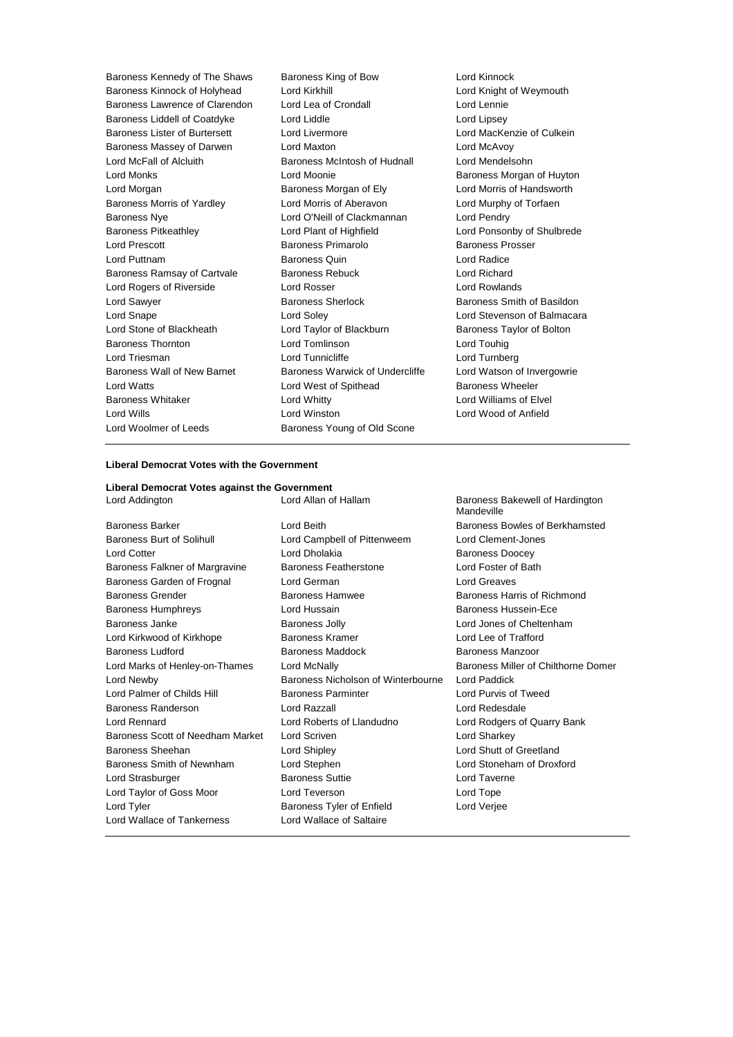Baroness Kennedy of The Shaws
Baroness King of Bow
Lord Kinnock
Baroness Kinnock of Holyhead
Lord Kirkhill
Lord Knight of Weymouth
Baroness Lawrence of Clarendon
Lord Lea of Crondall
Lord Lennie
Baroness Liddell of Coatdyke
Lord Liddle
Lord Lipsey
Baroness Lister of Burtersett
Lord Livermore
Lord MacKenzie of Culkein
Baroness Massey of Darwen
Lord Maxton
Lord McAvoy
Lord McFall of Alcluith
Baroness McIntosh of Hudnall
Lord Mendelsohn
Lord Monks
Lord Moonie
Baroness Morgan of Huyton
Lord Morgan
Baroness Morgan of Ely
Lord Morris of Handsworth
Baroness Morris of Yardley
Lord Morris of Aberavon
Lord Murphy of Torfaen
Baroness Nye
Lord O'Neill of Clackmannan
Lord Pendry
Baroness Pitkeathley
Lord Plant of Highfield
Lord Ponsonby of Shulbrede
Lord Prescott
Baroness Primarolo
Baroness Prosser
Lord Puttnam
Baroness Quin
Lord Radice
Baroness Ramsay of Cartvale
Baroness Rebuck
Lord Richard
Lord Rogers of Riverside
Lord Rosser
Lord Rowlands
Lord Sawyer
Baroness Sherlock
Baroness Smith of Basildon
Lord Snape
Lord Soley
Lord Stevenson of Balmacara
Lord Stone of Blackheath
Lord Taylor of Blackburn
Baroness Taylor of Bolton
Baroness Thornton
Lord Tomlinson
Lord Touhig
Lord Triesman
Lord Tunnicliffe
Lord Turnberg
Baroness Wall of New Barnet
Baroness Warwick of Undercliffe
Lord Watson of Invergowrie
Lord Watts
Lord West of Spithead
Baroness Wheeler
Baroness Whitaker
Lord Whitty
Lord Williams of Elvel
Lord Wills
Lord Winston
Lord Wood of Anfield
Lord Woolmer of Leeds
Baroness Young of Old Scone

**Liberal Democrat Votes with the Government**

**Liberal Democrat Votes against the Government**

Lord Addington
Lord Allan of Hallam
Baroness Bakewell of Hardington Mandeville
Baroness Barker
Lord Beith
Baroness Bowles of Berkhamsted
Baroness Burt of Solihull
Lord Campbell of Pittenweem
Lord Clement-Jones
Lord Cotter
Lord Dholakia
Baroness Doocey
Baroness Falkner of Margravine
Baroness Featherstone
Lord Foster of Bath
Baroness Garden of Frognal
Lord German
Lord Greaves
Baroness Grender
Baroness Hamwee
Baroness Harris of Richmond
Baroness Humphreys
Lord Hussain
Baroness Hussein-Ece
Baroness Janke
Baroness Jolly
Lord Jones of Cheltenham
Lord Kirkwood of Kirkhope
Baroness Kramer
Lord Lee of Trafford
Baroness Ludford
Baroness Maddock
Baroness Manzoor
Lord Marks of Henley-on-Thames
Lord McNally
Baroness Miller of Chilthorne Domer
Lord Newby
Baroness Nicholson of Winterbourne
Lord Paddick
Lord Palmer of Childs Hill
Baroness Parminter
Lord Purvis of Tweed
Baroness Randerson
Lord Razzall
Lord Redesdale
Lord Rennard
Lord Roberts of Llandudno
Lord Rodgers of Quarry Bank
Baroness Scott of Needham Market
Lord Scriven
Lord Sharkey
Baroness Sheehan
Lord Shipley
Lord Shutt of Greetland
Baroness Smith of Newnham
Lord Stephen
Lord Stoneham of Droxford
Lord Strasburger
Baroness Suttie
Lord Taverne
Lord Taylor of Goss Moor
Lord Teverson
Lord Tope
Lord Tyler
Baroness Tyler of Enfield
Lord Verjee
Lord Wallace of Tankerness
Lord Wallace of Saltaire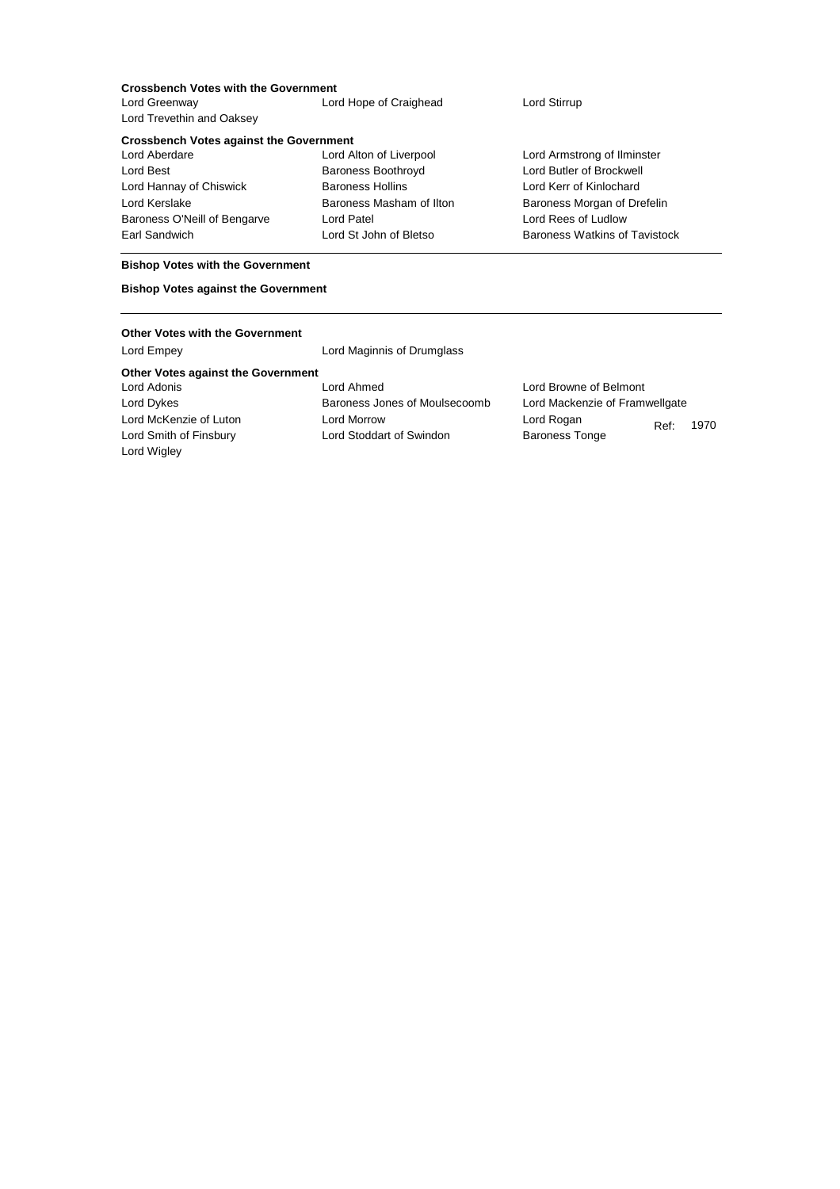**Crossbench Votes with the Government**

Lord Greenway
Lord Hope of Craighead
Lord Stirrup
Lord Trevethin and Oaksey

**Crossbench Votes against the Government**

Lord Aberdare
Lord Alton of Liverpool
Lord Armstrong of Ilminster
Lord Best
Baroness Boothroyd
Lord Butler of Brockwell
Lord Hannay of Chiswick
Baroness Hollins
Lord Kerr of Kinlochard
Lord Kerslake
Baroness Masham of Ilton
Baroness Morgan of Drefelin
Baroness O'Neill of Bengarve
Lord Patel
Lord Rees of Ludlow
Earl Sandwich
Lord St John of Bletso
Baroness Watkins of Tavistock

---

**Bishop Votes with the Government**

**Bishop Votes against the Government**

---

**Other Votes with the Government**

Lord Empey
Lord Maginnis of Drumglass

**Other Votes against the Government**

Lord Adonis
Lord Ahmed
Lord Browne of Belmont
Lord Dykes
Baroness Jones of Moulsecoomb
Lord Mackenzie of Framwellgate
Lord McKenzie of Luton
Lord Morrow
Lord Rogan
Lord Smith of Finsbury
Lord Stoddart of Swindon
Baroness Tonge
Lord Wigley

Ref: 1970